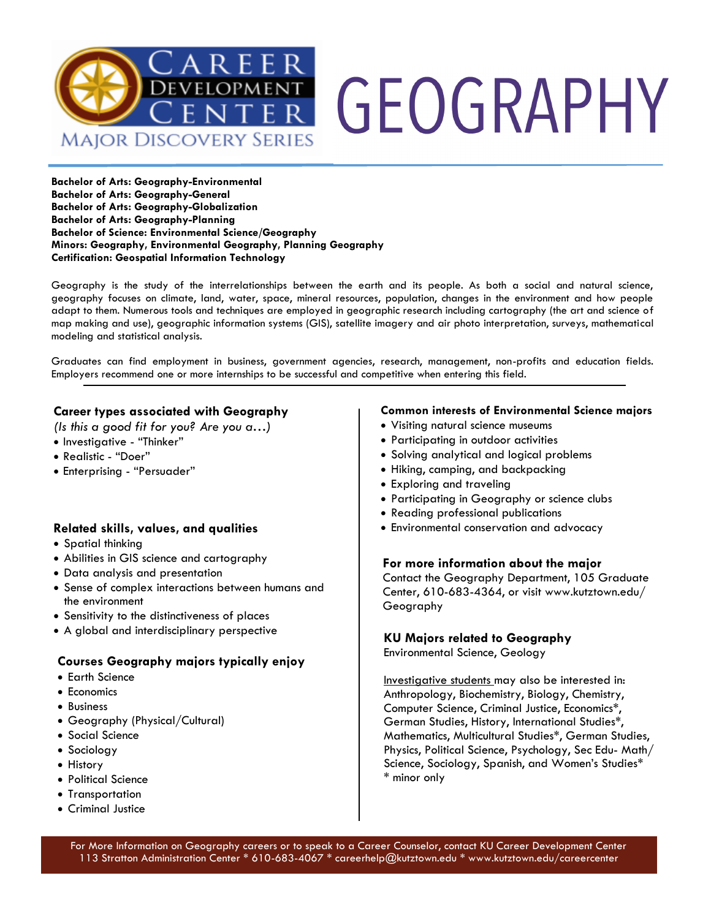# CAREER DEVELOPMENT CENTER
## MAJOR DISCOVERY SERIES

# GEOGRAPHY

**Bachelor of Arts: Geography-Environmental**
**Bachelor of Arts: Geography-General**
**Bachelor of Arts: Geography-Globalization**
**Bachelor of Arts: Geography-Planning**
**Bachelor of Science: Environmental Science/Geography**
**Minors: Geography, Environmental Geography, Planning Geography**
**Certification: Geospatial Information Technology**

Geography is the study of the interrelationships between the earth and its people. As both a social and natural science, geography focuses on climate, land, water, space, mineral resources, population, changes in the environment and how people adapt to them. Numerous tools and techniques are employed in geographic research including cartography (the art and science of map making and use), geographic information systems (GIS), satellite imagery and air photo interpretation, surveys, mathematical modeling and statistical analysis.

Graduates can find employment in business, government agencies, research, management, non-profits and education fields. Employers recommend one or more internships to be successful and competitive when entering this field.

### Career types associated with Geography

*(Is this a good fit for you? Are you a…)*

- Investigative - "Thinker"
- Realistic - "Doer"
- Enterprising - "Persuader"

### Related skills, values, and qualities

- Spatial thinking
- Abilities in GIS science and cartography
- Data analysis and presentation
- Sense of complex interactions between humans and the environment
- Sensitivity to the distinctiveness of places
- A global and interdisciplinary perspective

### Courses Geography majors typically enjoy

- Earth Science
- Economics
- Business
- Geography (Physical/Cultural)
- Social Science
- Sociology
- History
- Political Science
- Transportation
- Criminal Justice

### Common interests of Environmental Science majors

- Visiting natural science museums
- Participating in outdoor activities
- Solving analytical and logical problems
- Hiking, camping, and backpacking
- Exploring and traveling
- Participating in Geography or science clubs
- Reading professional publications
- Environmental conservation and advocacy

### For more information about the major

Contact the Geography Department, 105 Graduate Center, 610-683-4364, or visit www.kutztown.edu/Geography

### KU Majors related to Geography

Environmental Science, Geology

Investigative students may also be interested in: Anthropology, Biochemistry, Biology, Chemistry, Computer Science, Criminal Justice, Economics*, German Studies, History, International Studies*, Mathematics, Multicultural Studies*, German Studies, Physics, Political Science, Psychology, Sec Edu- Math/Science, Sociology, Spanish, and Women's Studies*
* minor only

For More Information on Geography careers or to speak to a Career Counselor, contact KU Career Development Center
113 Stratton Administration Center * 610-683-4067 * careerhelp@kutztown.edu * www.kutztown.edu/careercenter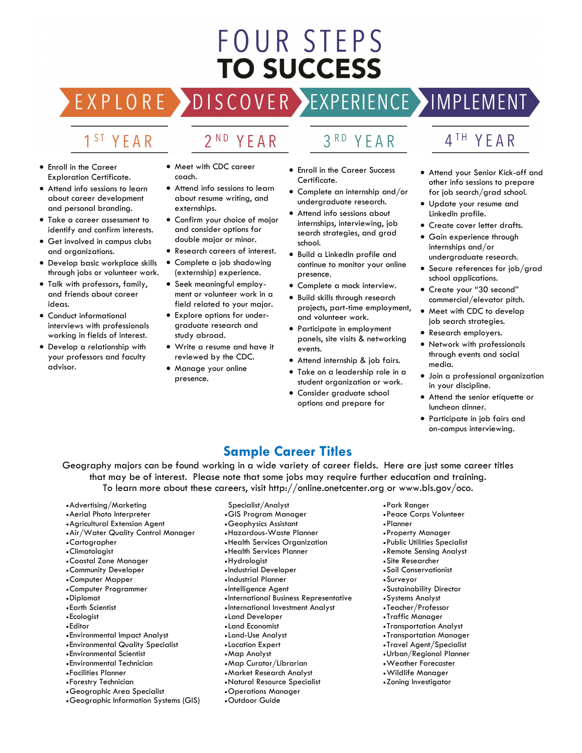# FOUR STEPS TO SUCCESS

EXPLORE › DISCOVER › EXPERIENCE › IMPLEMENT

## 1ST YEAR

- Enroll in the Career Exploration Certificate.
- Attend info sessions to learn about career development and personal branding.
- Take a career assessment to identify and confirm interests.
- Get involved in campus clubs and organizations.
- Develop basic workplace skills through jobs or volunteer work.
- Talk with professors, family, and friends about career ideas.
- Conduct informational interviews with professionals working in fields of interest.
- Develop a relationship with your professors and faculty advisor.

## 2ND YEAR

- Meet with CDC career coach.
- Attend info sessions to learn about resume writing, and externships.
- Confirm your choice of major and consider options for double major or minor.
- Research careers of interest.
- Complete a job shadowing (externship) experience.
- Seek meaningful employment or volunteer work in a field related to your major.
- Explore options for undergraduate research and study abroad.
- Write a resume and have it reviewed by the CDC.
- Manage your online presence.

## 3RD YEAR

- Enroll in the Career Success Certificate.
- Complete an internship and/or undergraduate research.
- Attend info sessions about internships, interviewing, job search strategies, and grad school.
- Build a LinkedIn profile and continue to monitor your online presence.
- Complete a mock interview.
- Build skills through research projects, part-time employment, and volunteer work.
- Participate in employment panels, site visits & networking events.
- Attend internship & job fairs.
- Take on a leadership role in a student organization or work.
- Consider graduate school options and prepare for

## 4TH YEAR

- Attend your Senior Kick-off and other info sessions to prepare for job search/grad school.
- Update your resume and LinkedIn profile.
- Create cover letter drafts.
- Gain experience through internships and/or undergraduate research.
- Secure references for job/grad school applications.
- Create your "30 second" commercial/elevator pitch.
- Meet with CDC to develop job search strategies.
- Research employers.
- Network with professionals through events and social media.
- Join a professional organization in your discipline.
- Attend the senior etiquette or luncheon dinner.
- Participate in job fairs and on-campus interviewing.

## Sample Career Titles

Geography majors can be found working in a wide variety of career fields. Here are just some career titles that may be of interest. Please note that some jobs may require further education and training. To learn more about these careers, visit http://online.onetcenter.org or www.bls.gov/oco.

- Advertising/Marketing
- Aerial Photo Interpreter
- Agricultural Extension Agent
- Air/Water Quality Control Manager
- Cartographer
- Climatologist
- Coastal Zone Manager
- Community Developer
- Computer Mapper
- Computer Programmer
- Diplomat
- Earth Scientist
- Ecologist
- Editor
- Environmental Impact Analyst
- Environmental Quality Specialist
- Environmental Scientist
- Environmental Technician
- Facilities Planner
- Forestry Technician
- Geographic Area Specialist
- Geographic Information Systems (GIS) Specialist/Analyst
- GIS Program Manager
- Geophysics Assistant
- Hazardous-Waste Planner
- Health Services Organization
- Health Services Planner
- Hydrologist
- Industrial Developer
- Industrial Planner
- Intelligence Agent
- International Business Representative
- International Investment Analyst
- Land Developer
- Land Economist
- Land-Use Analyst
- Location Expert
- Map Analyst
- Map Curator/Librarian
- Market Research Analyst
- Natural Resource Specialist
- Operations Manager
- Outdoor Guide
- Park Ranger
- Peace Corps Volunteer
- Planner
- Property Manager
- Public Utilities Specialist
- Remote Sensing Analyst
- Site Researcher
- Soil Conservationist
- Surveyor
- Sustainability Director
- Systems Analyst
- Teacher/Professor
- Traffic Manager
- Transportation Analyst
- Transportation Manager
- Travel Agent/Specialist
- Urban/Regional Planner
- Weather Forecaster
- Wildlife Manager
- Zoning Investigator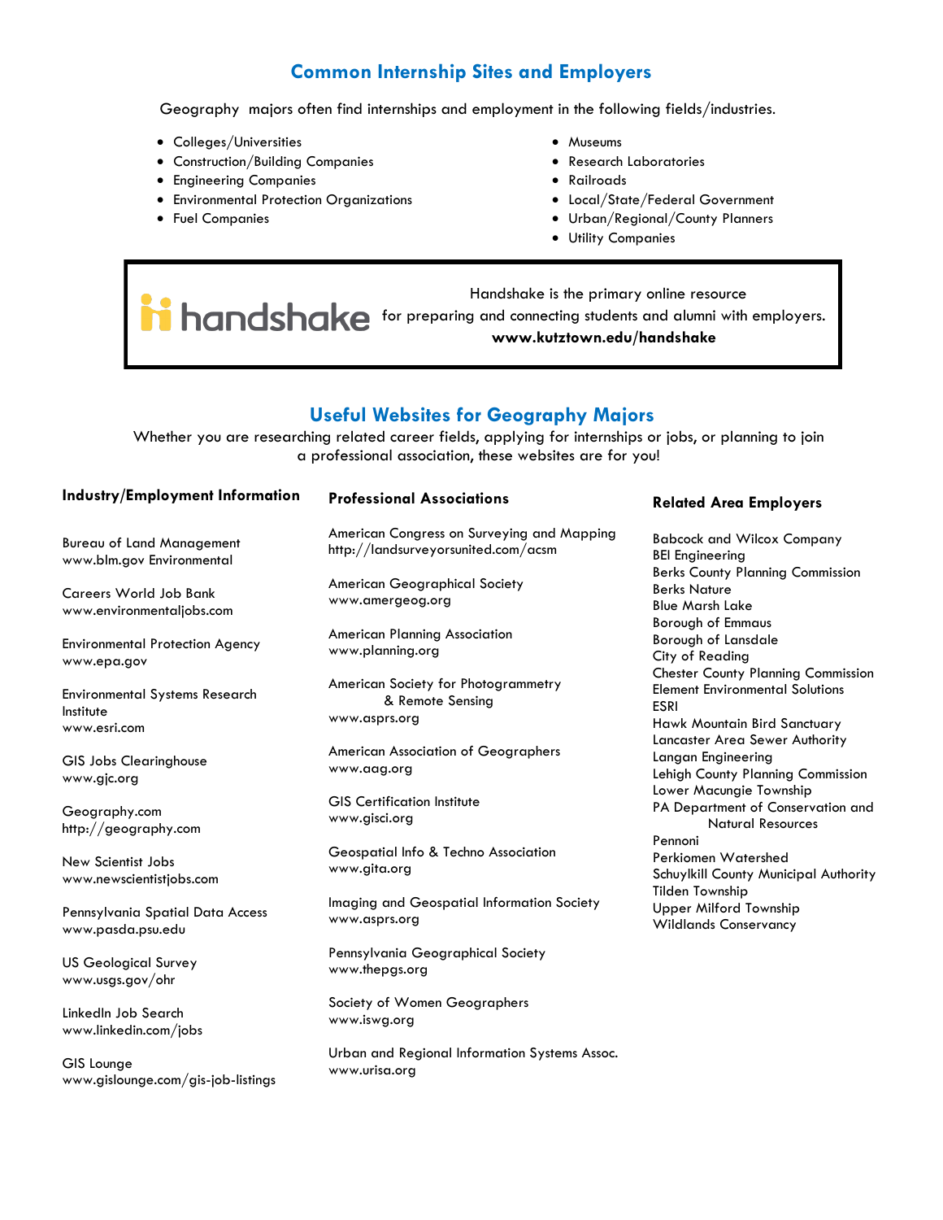## Common Internship Sites and Employers

Geography majors often find internships and employment in the following fields/industries.

- Colleges/Universities
- Construction/Building Companies
- Engineering Companies
- Environmental Protection Organizations
- Fuel Companies
- Museums
- Research Laboratories
- Railroads
- Local/State/Federal Government
- Urban/Regional/County Planners
- Utility Companies

handshake

Handshake is the primary online resource for preparing and connecting students and alumni with employers.
**www.kutztown.edu/handshake**

## Useful Websites for Geography Majors

Whether you are researching related career fields, applying for internships or jobs, or planning to join a professional association, these websites are for you!

### Industry/Employment Information

Bureau of Land Management
www.blm.gov Environmental

Careers World Job Bank
www.environmentaljobs.com

Environmental Protection Agency
www.epa.gov

Environmental Systems Research Institute
www.esri.com

GIS Jobs Clearinghouse
www.gjc.org

Geography.com
http://geography.com

New Scientist Jobs
www.newscientistjobs.com

Pennsylvania Spatial Data Access
www.pasda.psu.edu

US Geological Survey
www.usgs.gov/ohr

LinkedIn Job Search
www.linkedin.com/jobs

GIS Lounge
www.gislounge.com/gis-job-listings

### Professional Associations

American Congress on Surveying and Mapping
http://landsurveyorsunited.com/acsm

American Geographical Society
www.amergeog.org

American Planning Association
www.planning.org

American Society for Photogrammetry & Remote Sensing
www.asprs.org

American Association of Geographers
www.aag.org

GIS Certification Institute
www.gisci.org

Geospatial Info & Techno Association
www.gita.org

Imaging and Geospatial Information Society
www.asprs.org

Pennsylvania Geographical Society
www.thepgs.org

Society of Women Geographers
www.iswg.org

Urban and Regional Information Systems Assoc.
www.urisa.org

### Related Area Employers

Babcock and Wilcox Company
BEI Engineering
Berks County Planning Commission
Berks Nature
Blue Marsh Lake
Borough of Emmaus
Borough of Lansdale
City of Reading
Chester County Planning Commission
Element Environmental Solutions
ESRI
Hawk Mountain Bird Sanctuary
Lancaster Area Sewer Authority
Langan Engineering
Lehigh County Planning Commission
Lower Macungie Township
PA Department of Conservation and Natural Resources
Pennoni
Perkiomen Watershed
Schuylkill County Municipal Authority
Tilden Township
Upper Milford Township
Wildlands Conservancy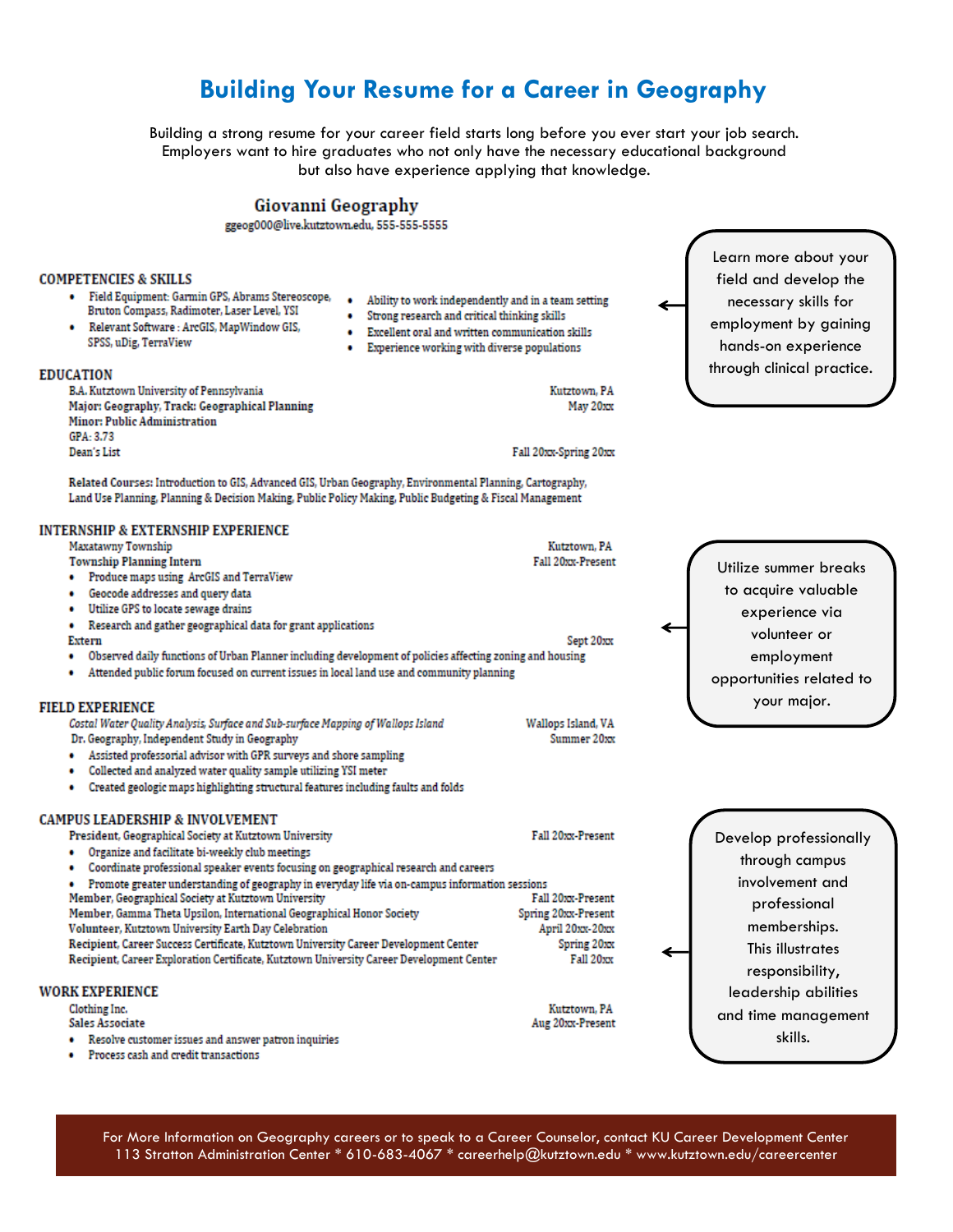# Building Your Resume for a Career in Geography

Building a strong resume for your career field starts long before you ever start your job search. Employers want to hire graduates who not only have the necessary educational background but also have experience applying that knowledge.

## Giovanni Geography

ggeog000@live.kutztown.edu, 555-555-5555

### COMPETENCIES & SKILLS

- Field Equipment: Garmin GPS, Abrams Stereoscope, Bruton Compass, Radimoter, Laser Level, YSI
- Relevant Software : ArcGIS, MapWindow GIS, SPSS, uDig, TerraView
- Ability to work independently and in a team setting
- Strong research and critical thinking skills
- Excellent oral and written communication skills
- Experience working with diverse populations

Learn more about your field and develop the necessary skills for employment by gaining hands-on experience through clinical practice.

### EDUCATION

B.A. Kutztown University of Pennsylvania — Kutztown, PA
Major: Geography, Track: Geographical Planning — May 20xx
Minor: Public Administration
GPA: 3.73
Dean's List — Fall 20xx-Spring 20xx

Related Courses: Introduction to GIS, Advanced GIS, Urban Geography, Environmental Planning, Cartography, Land Use Planning, Planning & Decision Making, Public Policy Making, Public Budgeting & Fiscal Management

### INTERNSHIP & EXTERNSHIP EXPERIENCE

Maxatawny Township — Kutztown, PA
**Township Planning Intern** — Fall 20xx-Present

- Produce maps using ArcGIS and TerraView
- Geocode addresses and query data
- Utilize GPS to locate sewage drains
- Research and gather geographical data for grant applications

**Extern** — Sept 20xx

- Observed daily functions of Urban Planner including development of policies affecting zoning and housing
- Attended public forum focused on current issues in local land use and community planning

Utilize summer breaks to acquire valuable experience via volunteer or employment opportunities related to your major.

### FIELD EXPERIENCE

*Costal Water Quality Analysis, Surface and Sub-surface Mapping of Wallops Island* — Wallops Island, VA
Dr. Geography, Independent Study in Geography — Summer 20xx

- Assisted professorial advisor with GPR surveys and shore sampling
- Collected and analyzed water quality sample utilizing YSI meter
- Created geologic maps highlighting structural features including faults and folds

### CAMPUS LEADERSHIP & INVOLVEMENT

**President**, Geographical Society at Kutztown University — Fall 20xx-Present

- Organize and facilitate bi-weekly club meetings
- Coordinate professional speaker events focusing on geographical research and careers
- Promote greater understanding of geography in everyday life via on-campus information sessions

**Member**, Geographical Society at Kutztown University — Fall 20xx-Present
**Member**, Gamma Theta Upsilon, International Geographical Honor Society — Spring 20xx-Present
**Volunteer**, Kutztown University Earth Day Celebration — April 20xx-20xx
**Recipient**, Career Success Certificate, Kutztown University Career Development Center — Spring 20xx
**Recipient**, Career Exploration Certificate, Kutztown University Career Development Center — Fall 20xx

Develop professionally through campus involvement and professional memberships. This illustrates responsibility, leadership abilities and time management skills.

### WORK EXPERIENCE

Clothing Inc. — Kutztown, PA
**Sales Associate** — Aug 20xx-Present

- Resolve customer issues and answer patron inquiries
- Process cash and credit transactions

For More Information on Geography careers or to speak to a Career Counselor, contact KU Career Development Center
113 Stratton Administration Center * 610-683-4067 * careerhelp@kutztown.edu * www.kutztown.edu/careercenter